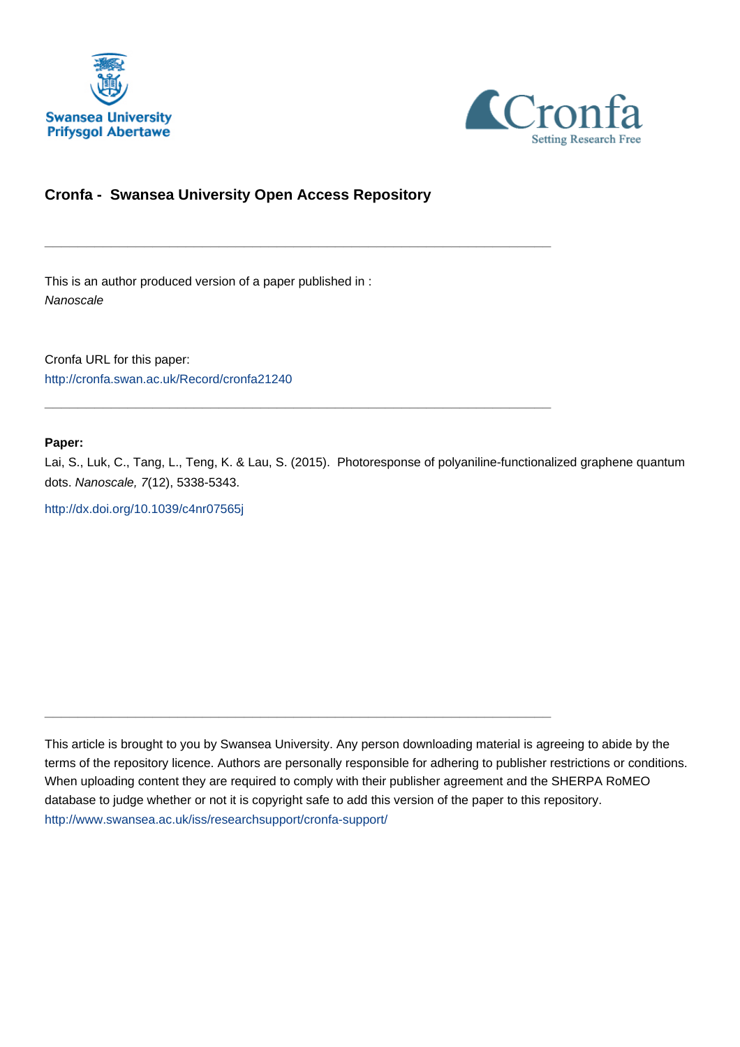Swansea University
Prifysgol Abertawe

Cronfa
Setting Research Free

## Cronfa - Swansea University Open Access Repository

---

This is an author produced version of a paper published in :
*Nanoscale*

Cronfa URL for this paper:
http://cronfa.swan.ac.uk/Record/cronfa21240

---

**Paper:**
Lai, S., Luk, C., Tang, L., Teng, K. & Lau, S. (2015). Photoresponse of polyaniline-functionalized graphene quantum dots. *Nanoscale, 7*(12), 5338-5343.

http://dx.doi.org/10.1039/c4nr07565j

---

This article is brought to you by Swansea University. Any person downloading material is agreeing to abide by the terms of the repository licence. Authors are personally responsible for adhering to publisher restrictions or conditions. When uploading content they are required to comply with their publisher agreement and the SHERPA RoMEO database to judge whether or not it is copyright safe to add this version of the paper to this repository.
http://www.swansea.ac.uk/iss/researchsupport/cronfa-support/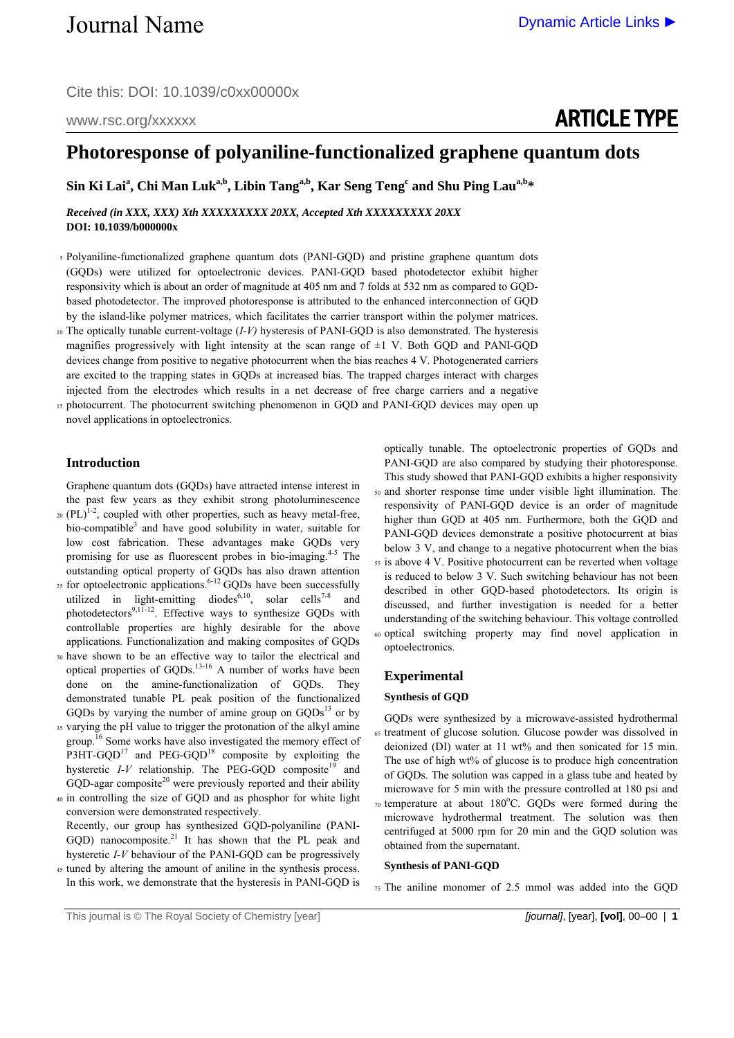# Photoresponse of polyaniline-functionalized graphene quantum dots

**Sin Ki Lai[a], Chi Man Luk[a,b], Libin Tang[a,b], Kar Seng Teng[c] and Shu Ping Lau[a,b]\***

***Received (in XXX, XXX) Xth XXXXXXXXX 20XX, Accepted Xth XXXXXXXXX 20XX***
**DOI: 10.1039/b000000x**

Polyaniline-functionalized graphene quantum dots (PANI-GQD) and pristine graphene quantum dots (GQDs) were utilized for optoelectronic devices. PANI-GQD based photodetector exhibit higher responsivity which is about an order of magnitude at 405 nm and 7 folds at 532 nm as compared to GQD-based photodetector. The improved photoresponse is attributed to the enhanced interconnection of GQD by the island-like polymer matrices, which facilitates the carrier transport within the polymer matrices. The optically tunable current-voltage (*I-V)* hysteresis of PANI-GQD is also demonstrated. The hysteresis magnifies progressively with light intensity at the scan range of ±1 V. Both GQD and PANI-GQD devices change from positive to negative photocurrent when the bias reaches 4 V. Photogenerated carriers are excited to the trapping states in GQDs at increased bias. The trapped charges interact with charges injected from the electrodes which results in a net decrease of free charge carriers and a negative photocurrent. The photocurrent switching phenomenon in GQD and PANI-GQD devices may open up novel applications in optoelectronics.

## Introduction

Graphene quantum dots (GQDs) have attracted intense interest in the past few years as they exhibit strong photoluminescence (PL)[1-2], coupled with other properties, such as heavy metal-free, bio-compatible[3] and have good solubility in water, suitable for low cost fabrication. These advantages make GQDs very promising for use as fluorescent probes in bio-imaging.[4-5] The outstanding optical property of GQDs has also drawn attention for optoelectronic applications.[6-12] GQDs have been successfully utilized in light-emitting diodes[6,10], solar cells[7-8] and photodetectors[9,11-12]. Effective ways to synthesize GQDs with controllable properties are highly desirable for the above applications. Functionalization and making composites of GQDs have shown to be an effective way to tailor the electrical and optical properties of GQDs.[13-16] A number of works have been done on the amine-functionalization of GQDs. They demonstrated tunable PL peak position of the functionalized GQDs by varying the number of amine group on GQDs[13] or by varying the pH value to trigger the protonation of the alkyl amine group.[16] Some works have also investigated the memory effect of P3HT-GQD[17] and PEG-GQD[18] composite by exploiting the hysteretic *I-V* relationship. The PEG-GQD composite[19] and GQD-agar composite[20] were previously reported and their ability in controlling the size of GQD and as phosphor for white light conversion were demonstrated respectively.

Recently, our group has synthesized GQD-polyaniline (PANI-GQD) nanocomposite.[21] It has shown that the PL peak and hysteretic *I-V* behaviour of the PANI-GQD can be progressively tuned by altering the amount of aniline in the synthesis process. In this work, we demonstrate that the hysteresis in PANI-GQD is optically tunable. The optoelectronic properties of GQDs and PANI-GQD are also compared by studying their photoresponse. This study showed that PANI-GQD exhibits a higher responsivity and shorter response time under visible light illumination. The responsivity of PANI-GQD device is an order of magnitude higher than GQD at 405 nm. Furthermore, both the GQD and PANI-GQD devices demonstrate a positive photocurrent at bias below 3 V, and change to a negative photocurrent when the bias is above 4 V. Positive photocurrent can be reverted when voltage is reduced to below 3 V. Such switching behaviour has not been described in other GQD-based photodetectors. Its origin is discussed, and further investigation is needed for a better understanding of the switching behaviour. This voltage controlled optical switching property may find novel application in optoelectronics.

## Experimental

### Synthesis of GQD

GQDs were synthesized by a microwave-assisted hydrothermal treatment of glucose solution. Glucose powder was dissolved in deionized (DI) water at 11 wt% and then sonicated for 15 min. The use of high wt% of glucose is to produce high concentration of GQDs. The solution was capped in a glass tube and heated by microwave for 5 min with the pressure controlled at 180 psi and temperature at about 180°C. GQDs were formed during the microwave hydrothermal treatment. The solution was then centrifuged at 5000 rpm for 20 min and the GQD solution was obtained from the supernatant.

### Synthesis of PANI-GQD

The aniline monomer of 2.5 mmol was added into the GQD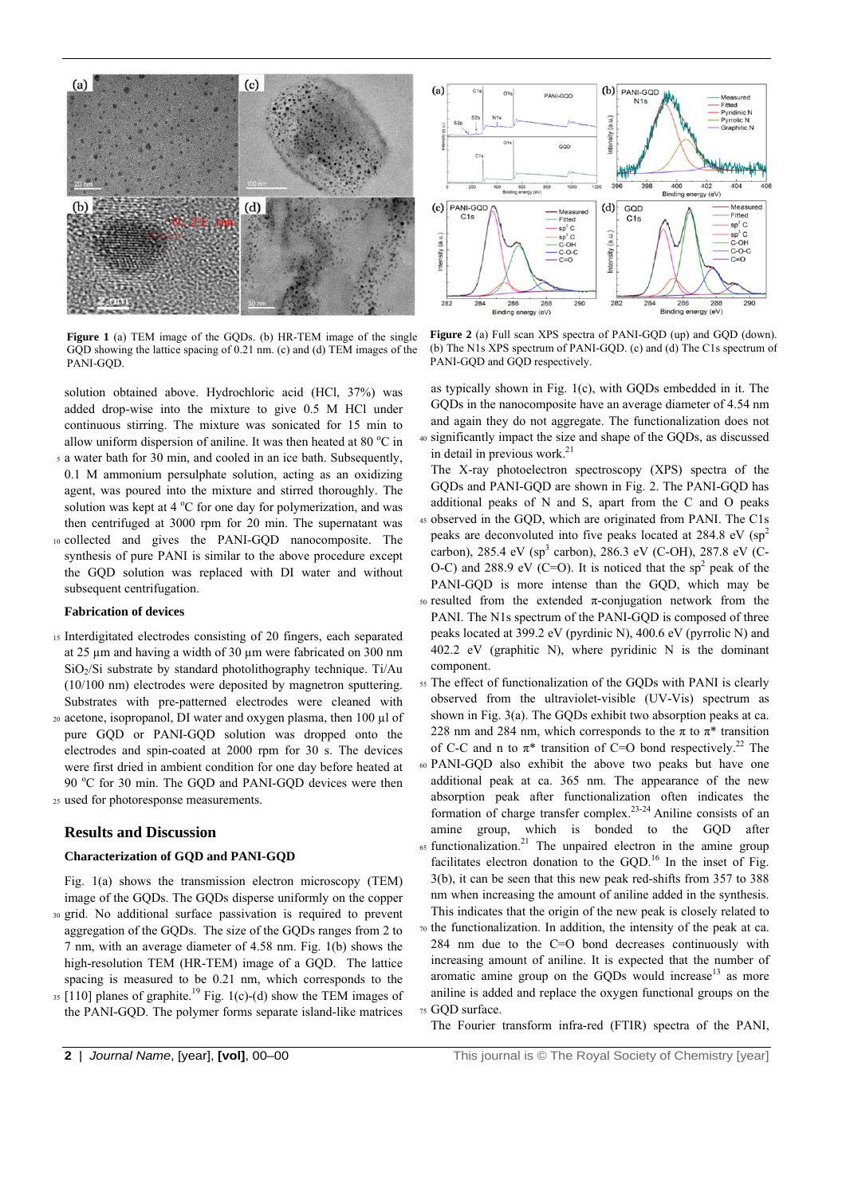**Figure 1** (a) TEM image of the GQDs. (b) HR-TEM image of the single GQD showing the lattice spacing of 0.21 nm. (c) and (d) TEM images of the PANI-GQD.

**Figure 2** (a) Full scan XPS spectra of PANI-GQD (up) and GQD (down). (b) The N1s XPS spectrum of PANI-GQD. (c) and (d) The C1s spectrum of PANI-GQD and GQD respectively.

solution obtained above. Hydrochloric acid (HCl, 37%) was added drop-wise into the mixture to give 0.5 M HCl under continuous stirring. The mixture was sonicated for 15 min to allow uniform dispersion of aniline. It was then heated at 80 °C in a water bath for 30 min, and cooled in an ice bath. Subsequently, 0.1 M ammonium persulphate solution, acting as an oxidizing agent, was poured into the mixture and stirred thoroughly. The solution was kept at 4 °C for one day for polymerization, and was then centrifuged at 3000 rpm for 20 min. The supernatant was collected and gives the PANI-GQD nanocomposite. The synthesis of pure PANI is similar to the above procedure except the GQD solution was replaced with DI water and without subsequent centrifugation.

### Fabrication of devices

Interdigitated electrodes consisting of 20 fingers, each separated at 25 µm and having a width of 30 µm were fabricated on 300 nm $SiO_2$/Si substrate by standard photolithography technique. Ti/Au (10/100 nm) electrodes were deposited by magnetron sputtering. Substrates with pre-patterned electrodes were cleaned with acetone, isopropanol, DI water and oxygen plasma, then 100 µl of pure GQD or PANI-GQD solution was dropped onto the electrodes and spin-coated at 2000 rpm for 30 s. The devices were first dried in ambient condition for one day before heated at 90 °C for 30 min. The GQD and PANI-GQD devices were then used for photoresponse measurements.

## Results and Discussion

### Characterization of GQD and PANI-GQD

Fig. 1(a) shows the transmission electron microscopy (TEM) image of the GQDs. The GQDs disperse uniformly on the copper grid. No additional surface passivation is required to prevent aggregation of the GQDs. The size of the GQDs ranges from 2 to 7 nm, with an average diameter of 4.58 nm. Fig. 1(b) shows the high-resolution TEM (HR-TEM) image of a GQD. The lattice spacing is measured to be 0.21 nm, which corresponds to the [110] planes of graphite.[19] Fig. 1(c)-(d) show the TEM images of the PANI-GQD. The polymer forms separate island-like matrices as typically shown in Fig. 1(c), with GQDs embedded in it. The GQDs in the nanocomposite have an average diameter of 4.54 nm and again they do not aggregate. The functionalization does not significantly impact the size and shape of the GQDs, as discussed in detail in previous work.[21]

The X-ray photoelectron spectroscopy (XPS) spectra of the GQDs and PANI-GQD are shown in Fig. 2. The PANI-GQD has additional peaks of N and S, apart from the C and O peaks observed in the GQD, which are originated from PANI. The C1s peaks are deconvoluted into five peaks located at 284.8 eV ($sp^2$ carbon), 285.4 eV ($sp^3$ carbon), 286.3 eV (C-OH), 287.8 eV (C-O-C) and 288.9 eV (C=O). It is noticed that the $sp^2$ peak of the PANI-GQD is more intense than the GQD, which may be resulted from the extended π-conjugation network from the PANI. The N1s spectrum of the PANI-GQD is composed of three peaks located at 399.2 eV (pyrdinic N), 400.6 eV (pyrrolic N) and 402.2 eV (graphitic N), where pyridinic N is the dominant component.

The effect of functionalization of the GQDs with PANI is clearly observed from the ultraviolet-visible (UV-Vis) spectrum as shown in Fig. 3(a). The GQDs exhibit two absorption peaks at ca. 228 nm and 284 nm, which corresponds to the π to π* transition of C-C and n to π* transition of C=O bond respectively.[22] The PANI-GQD also exhibit the above two peaks but have one additional peak at ca. 365 nm. The appearance of the new absorption peak after functionalization often indicates the formation of charge transfer complex.[23-24] Aniline consists of an amine group, which is bonded to the GQD after functionalization.[21] The unpaired electron in the amine group facilitates electron donation to the GQD.[16] In the inset of Fig. 3(b), it can be seen that this new peak red-shifts from 357 to 388 nm when increasing the amount of aniline added in the synthesis. This indicates that the origin of the new peak is closely related to the functionalization. In addition, the intensity of the peak at ca. 284 nm due to the C=O bond decreases continuously with increasing amount of aniline. It is expected that the number of aromatic amine group on the GQDs would increase[13] as more aniline is added and replace the oxygen functional groups on the GQD surface.

The Fourier transform infra-red (FTIR) spectra of the PANI,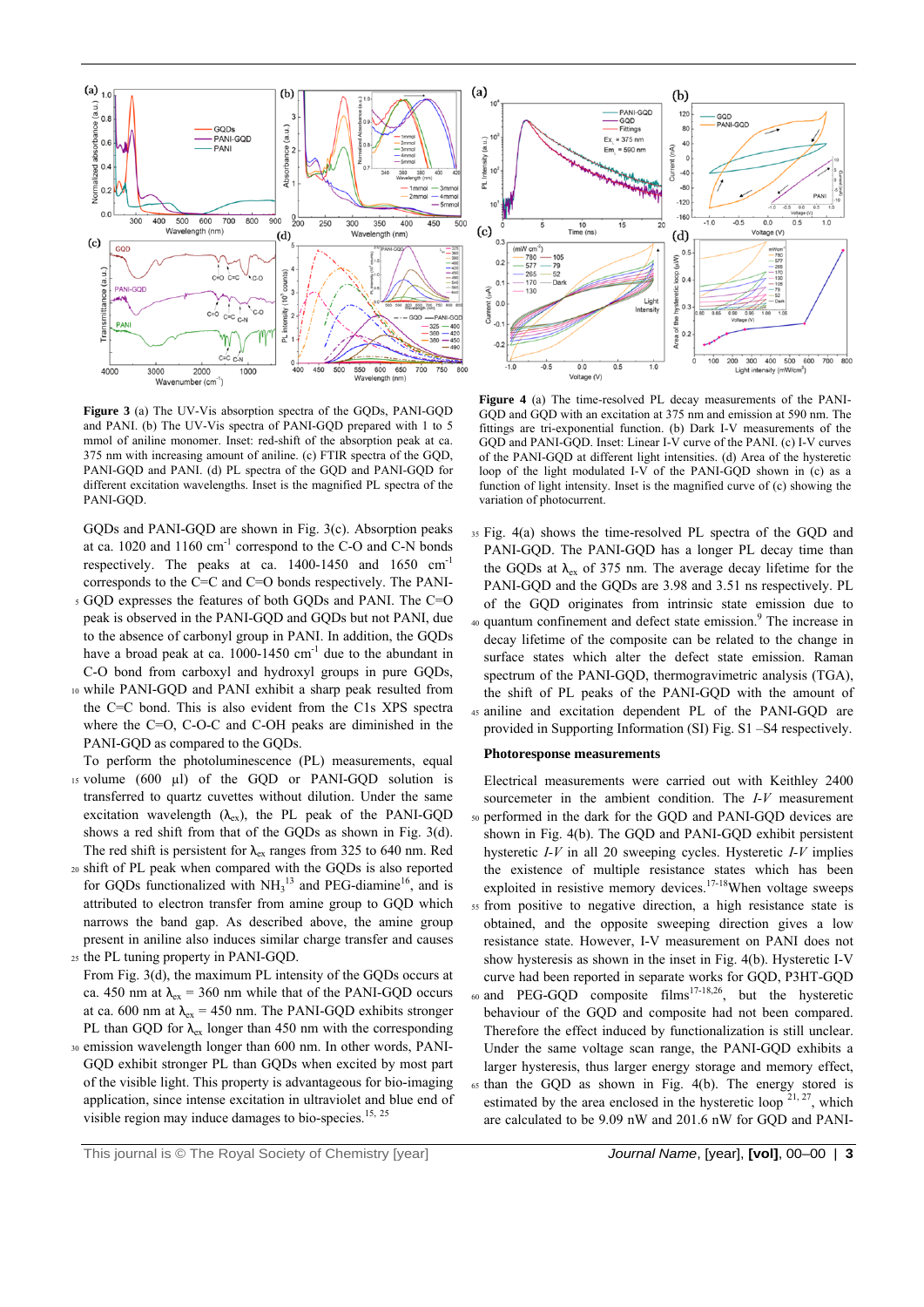**Figure 3** (a) The UV-Vis absorption spectra of the GQDs, PANI-GQD and PANI. (b) The UV-Vis spectra of PANI-GQD prepared with 1 to 5 mmol of aniline monomer. Inset: red-shift of the absorption peak at ca. 375 nm with increasing amount of aniline. (c) FTIR spectra of the GQD, PANI-GQD and PANI. (d) PL spectra of the GQD and PANI-GQD for different excitation wavelengths. Inset is the magnified PL spectra of the PANI-GQD.

**Figure 4** (a) The time-resolved PL decay measurements of the PANI-GQD and GQD with an excitation at 375 nm and emission at 590 nm. The fittings are tri-exponential function. (b) Dark I-V measurements of the GQD and PANI-GQD. Inset: Linear I-V curve of the PANI. (c) I-V curves of the PANI-GQD at different light intensities. (d) Area of the hysteretic loop of the I-V of the PANI-GQD shown in (c) as a function of light intensity. Inset is the magnified curve of (c) showing the variation of photocurrent.

GQDs and PANI-GQD are shown in Fig. 3(c). Absorption peaks at ca. 1020 and 1160 cm$^{-1}$ correspond to the C-O and C-N bonds respectively. The peaks at ca. 1400-1450 and 1650 cm$^{-1}$ corresponds to the C=C and C=O bonds respectively. The PANI-GQD expresses the features of both GQDs and PANI. The C=O peak is observed in the PANI-GQD and GQDs but not PANI, due to the absence of carbonyl group in PANI. In addition, the GQDs have a broad peak at ca. 1000-1450 cm$^{-1}$ due to the abundant in C-O bond from carboxyl and hydroxyl groups in pure GQDs, while PANI-GQD and PANI exhibit a sharp peak resulted from the C=C bond. This is also evident from the C1s XPS spectra where the C=O, C-O-C and C-OH peaks are diminished in the PANI-GQD as compared to the GQDs.

To perform the photoluminescence (PL) measurements, equal volume (600 µl) of the GQD or PANI-GQD solution is transferred to quartz cuvettes without dilution. Under the same excitation wavelength ($\lambda_{ex}$), the PL peak of the PANI-GQD shows a red shift from that of the GQDs as shown in Fig. 3(d). The red shift is persistent for $\lambda_{ex}$ ranges from 325 to 640 nm. Red shift of PL peak when compared with the GQDs is also reported for GQDs functionalized with $NH_3$[13] and PEG-diamine[16], and is attributed to electron transfer from amine group to GQD which narrows the band gap. As described above, the amine group present in aniline also induces similar charge transfer and causes the PL tuning property in PANI-GQD.

From Fig. 3(d), the maximum PL intensity of the GQDs occurs at ca. 450 nm at $\lambda_{ex}$ = 360 nm while that of the PANI-GQD occurs at ca. 600 nm at $\lambda_{ex}$ = 450 nm. The PANI-GQD exhibits stronger PL than GQD for $\lambda_{ex}$ longer than 450 nm with the corresponding emission wavelength longer than 600 nm. In other words, PANI-GQD exhibit stronger PL than GQDs when excited by most part of the visible light. This property is advantageous for bio-imaging application, since intense excitation in ultraviolet and blue end of visible region may induce damages to bio-species.[15, 25]

Fig. 4(a) shows the time-resolved PL spectra of the GQD and PANI-GQD. The PANI-GQD has a longer PL decay time than the GQDs at $\lambda_{ex}$ of 375 nm. The average decay lifetime for the PANI-GQD and the GQDs are 3.98 and 3.51 ns respectively. PL of the GQD originates from intrinsic state emission due to quantum confinement and defect state emission.[9] The increase in decay lifetime of the composite can be related to the change in surface states which alter the defect state emission. Raman spectrum of the PANI-GQD, thermogravimetric analysis (TGA), the shift of PL peaks of the PANI-GQD with the amount of aniline and excitation dependent PL of the PANI-GQD are provided in Supporting Information (SI) Fig. S1 –S4 respectively.

### Photoresponse measurements

Electrical measurements were carried out with Keithley 2400 sourcemeter in the ambient condition. The *I-V* measurement performed in the dark for the GQD and PANI-GQD devices are shown in Fig. 4(b). The GQD and PANI-GQD exhibit persistent hysteretic *I-V* in all 20 sweeping cycles. Hysteretic *I-V* implies the existence of multiple resistance states which has been exploited in resistive memory devices.[17-18]When voltage sweeps from positive to negative direction, a high resistance state is obtained, and the opposite sweeping direction gives a low resistance state. However, I-V measurement on PANI does not show hysteresis as shown in the inset in Fig. 4(b). Hysteretic I-V curve had been reported in separate works for GQD, P3HT-GQD and PEG-GQD composite films[17-18,26], but the hysteretic behaviour of the GQD and composite had not been compared. Therefore the effect induced by functionalization is still unclear. Under the same voltage scan range, the PANI-GQD exhibits a larger hysteresis, thus larger energy storage and memory effect, than the GQD as shown in Fig. 4(b). The energy stored is estimated by the area enclosed in the hysteretic loop [21, 27], which are calculated to be 9.09 nW and 201.6 nW for GQD and PANI-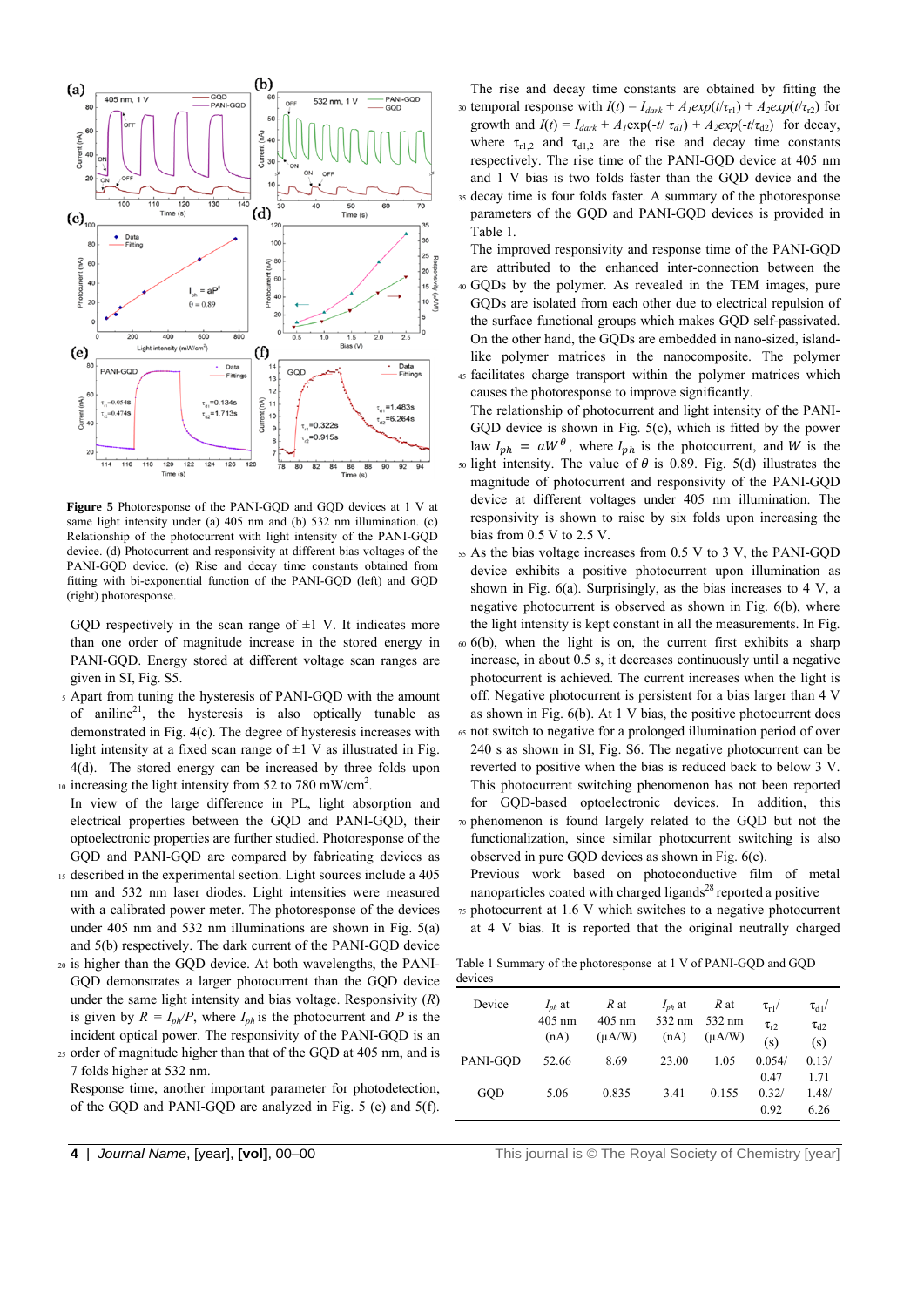**Figure 5** Photoresponse of the PANI-GQD and GQD devices at 1 V at same light intensity under (a) 405 nm and (b) 532 nm illumination. (c) Relationship of the photocurrent with light intensity of the PANI-GQD device. (d) Photocurrent and responsivity at different bias voltages of the PANI-GQD device. (e) Rise and decay time constants obtained from fitting with bi-exponential function of the PANI-GQD (left) and GQD (right) photoresponse.

GQD respectively in the scan range of ±1 V. It indicates more than one order of magnitude increase in the stored energy in PANI-GQD. Energy stored at different voltage scan ranges are given in SI, Fig. S5.

Apart from tuning the hysteresis of PANI-GQD with the amount of aniline[21], the hysteresis is also optically tunable as demonstrated in Fig. 4(c). The degree of hysteresis increases with light intensity at a fixed scan range of ±1 V as illustrated in Fig. 4(d). The stored energy can be increased by three folds upon increasing the light intensity from 52 to 780 mW/cm$^2$.

In view of the large difference in PL, light absorption and electrical properties between the GQD and PANI-GQD, their optoelectronic properties are further studied. Photoresponse of the GQD and PANI-GQD are compared by fabricating devices as described in the experimental section. Light sources include a 405 nm and 532 nm laser diodes. Light intensities were measured with a calibrated power meter. The photoresponse of the devices under 405 nm and 532 nm illuminations are shown in Fig. 5(a) and 5(b) respectively. The dark current of the PANI-GQD device is higher than the GQD device. At both wavelengths, the PANI-GQD demonstrates a larger photocurrent than the GQD device under the same light intensity and bias voltage. Responsivity ($R$) is given by $R = I_{ph}/P$, where $I_{ph}$ is the photocurrent and $P$ is the incident optical power. The responsivity of the PANI-GQD is an order of magnitude higher than that of the GQD at 405 nm, and is 7 folds higher at 532 nm.

Response time, another important parameter for photodetection, of the GQD and PANI-GQD are analyzed in Fig. 5 (e) and 5(f). The rise and decay time constants are obtained by fitting the temporal response with $I(t) = I_{dark} + A_1 exp(t/\tau_{r1}) + A_2 exp(t/\tau_{r2})$ for growth and $I(t) = I_{dark} + A_1 \exp(-t/\tau_{d1}) + A_2 exp(-t/\tau_{d2})$ for decay, where $\tau_{r1,2}$ and $\tau_{d1,2}$ are the rise and decay time constants respectively. The rise time of the PANI-GQD device at 405 nm and 1 V bias is two folds faster than the GQD device and the decay time is four folds faster. A summary of the photoresponse parameters of the GQD and PANI-GQD devices is provided in Table 1.

The improved responsivity and response time of the PANI-GQD are attributed to the enhanced inter-connection between the GQDs by the polymer. As revealed in the TEM images, pure GQDs are isolated from each other due to electrical repulsion of the surface functional groups which makes GQD self-passivated. On the other hand, the GQDs are embedded in nano-sized, island-like polymer matrices in the nanocomposite. The polymer facilitates charge transport within the polymer matrices which causes the photoresponse to improve significantly.

The relationship of photocurrent and light intensity of the PANI-GQD device is shown in Fig. 5(c), which is fitted by the power law $I_{ph} = aW^{\theta}$, where $I_{ph}$ is the photocurrent, and $W$ is the light intensity. The value of $\theta$ is 0.89. Fig. 5(d) illustrates the magnitude of photocurrent and responsivity of the PANI-GQD device at different voltages under 405 nm illumination. The responsivity is shown to raise by six folds upon increasing the bias from 0.5 V to 2.5 V.

As the bias voltage increases from 0.5 V to 3 V, the PANI-GQD device exhibits a positive photocurrent upon illumination as shown in Fig. 6(a). Surprisingly, as the bias increases to 4 V, a negative photocurrent is observed as shown in Fig. 6(b), where the light intensity is kept constant in all the measurements. In Fig. 6(b), when the light is on, the current first exhibits a sharp increase, in about 0.5 s, it decreases continuously until a negative photocurrent is achieved. The current increases when the light is off. Negative photocurrent is persistent for a bias larger than 4 V as shown in Fig. 6(b). At 1 V bias, the positive photocurrent does not switch to negative for a prolonged illumination period of over 240 s as shown in SI, Fig. S6. The negative photocurrent can be reverted to positive when the bias is reduced back to below 3 V. This photocurrent switching phenomenon has not been reported for GQD-based optoelectronic devices. In addition, this phenomenon is found largely related to the GQD but not the functionalization, since similar photocurrent switching is also observed in pure GQD devices as shown in Fig. 6(c).

Previous work based on photoconductive film of metal nanoparticles coated with charged ligands[28] reported a positive photocurrent at 1.6 V which switches to a negative photocurrent at 4 V bias. It is reported that the original neutrally charged

Table 1 Summary of the photoresponse at 1 V of PANI-GQD and GQD devices

| Device | $I_{ph}$ at 405 nm (nA) | $R$ at 405 nm (μA/W) | $I_{ph}$ at 532 nm (nA) | $R$ at 532 nm (μA/W) | $\tau_{r1}$/ $\tau_{r2}$ (s) | $\tau_{d1}$/ $\tau_{d2}$ (s) |
|---|---|---|---|---|---|---|
| PANI-GQD | 52.66 | 8.69 | 23.00 | 1.05 | 0.054/ 0.47 | 0.13/ 1.71 |
| GQD | 5.06 | 0.835 | 3.41 | 0.155 | 0.32/ 0.92 | 1.48/ 6.26 |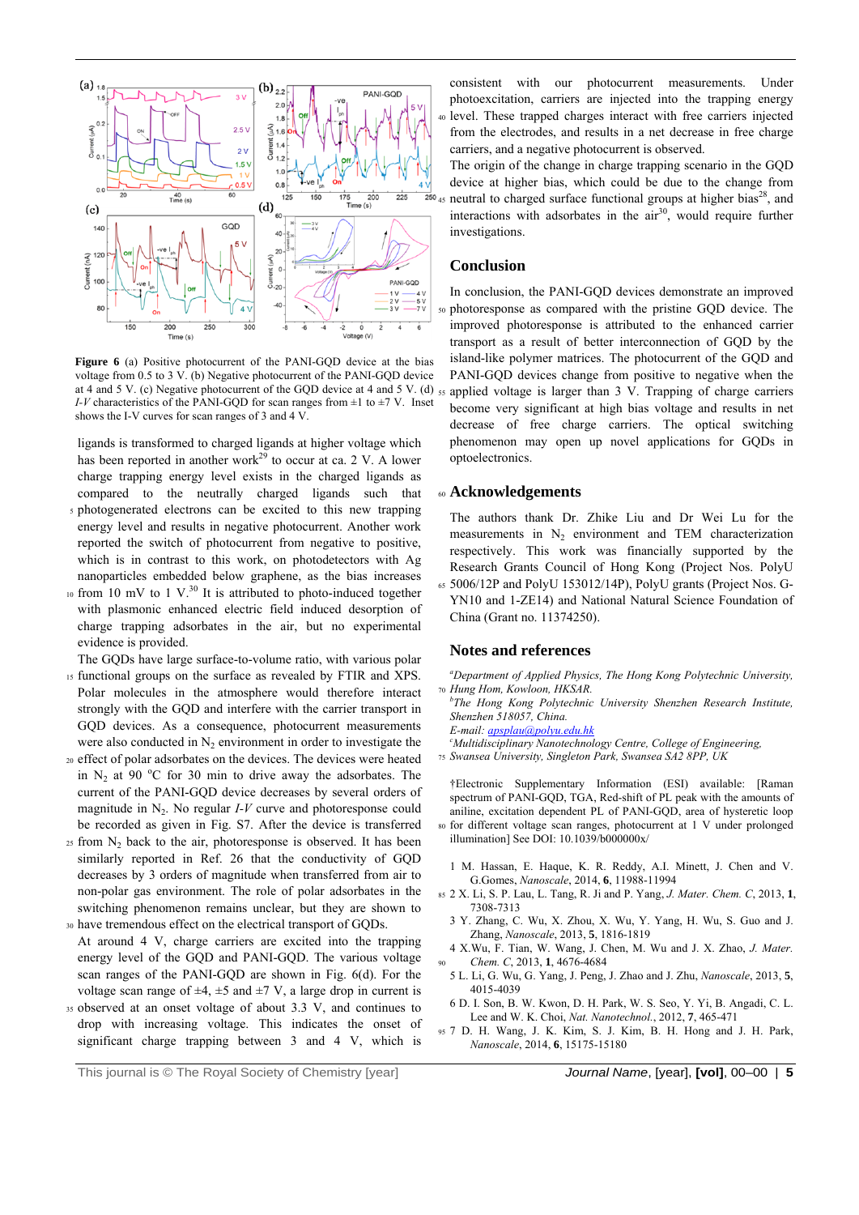**Figure 6** (a) Positive photocurrent of the PANI-GQD device at the bias voltage from 0.5 to 3 V. (b) Negative photocurrent of the PANI-GQD device at 4 and 5 V. (c) Negative photocurrent of the GQD device at 4 and 5 V. (d) *I-V* characteristics of the PANI-GQD for scan ranges from ±1 to ±7 V. Inset shows the I-V curves for scan ranges of 3 and 4 V.

ligands is transformed to charged ligands at higher voltage which has been reported in another work[29] to occur at ca. 2 V. A lower charge trapping energy level exists in the charged ligands as compared to the neutrally charged ligands such that photogenerated electrons can be excited to this new trapping energy level and results in negative photocurrent. Another work reported the switch of photocurrent from negative to positive, which is in contrast to this work, on photodetectors with Ag nanoparticles embedded below graphene, as the bias increases from 10 mV to 1 V.[30] It is attributed to photo-induced together with plasmonic enhanced electric field induced desorption of charge trapping adsorbates in the air, but no experimental evidence is provided.

The GQDs have large surface-to-volume ratio, with various polar functional groups on the surface as revealed by FTIR and XPS. Polar molecules in the atmosphere would therefore interact strongly with the GQD and interfere with the carrier transport in GQD devices. As a consequence, photocurrent measurements were also conducted in $N_2$ environment in order to investigate the effect of polar adsorbates on the devices. The devices were heated in $N_2$ at 90 °C for 30 min to drive away the adsorbates. The current of the PANI-GQD device decreases by several orders of magnitude in $N_2$. No regular *I-V* curve and photoresponse could be recorded as given in Fig. S7. After the device is transferred from $N_2$ back to the air, photoresponse is observed. It has been similarly reported in Ref. 26 that the conductivity of GQD decreases by 3 orders of magnitude when transferred from air to non-polar gas environment. The role of polar adsorbates in the switching phenomenon remains unclear, but they are shown to have tremendous effect on the electrical transport of GQDs.

At around 4 V, charge carriers are excited into the trapping energy level of the GQD and PANI-GQD. The various voltage scan ranges of the PANI-GQD are shown in Fig. 6(d). For the voltage scan range of ±4, ±5 and ±7 V, a large drop in current is observed at an onset voltage of about 3.3 V, and continues to drop with increasing voltage. This indicates the onset of significant charge trapping between 3 and 4 V, which is consistent with our photocurrent measurements. Under photoexcitation, carriers are injected into the trapping energy level. These trapped charges interact with free carriers injected from the electrodes, and results in a net decrease in free charge carriers, and a negative photocurrent is observed.

The origin of the change in charge trapping scenario in the GQD device at higher bias, which could be due to the change from neutral to charged surface functional groups at higher bias[28], and interactions with adsorbates in the air[30], would require further investigations.

## Conclusion

In conclusion, the PANI-GQD devices demonstrate an improved photoresponse as compared with the pristine GQD device. The improved photoresponse is attributed to the enhanced carrier transport as a result of better interconnection of GQD by the island-like polymer matrices. The photocurrent of the GQD and PANI-GQD devices change from positive to negative when the applied voltage is larger than 3 V. Trapping of charge carriers become very significant at high bias voltage and results in net decrease of free charge carriers. The optical switching phenomenon may open up novel applications for GQDs in optoelectronics.

## Acknowledgements

The authors thank Dr. Zhike Liu and Dr Wei Lu for the measurements in $N_2$ environment and TEM characterization respectively. This work was financially supported by the Research Grants Council of Hong Kong (Project Nos. PolyU 5006/12P and PolyU 153012/14P), PolyU grants (Project Nos. G-YN10 and 1-ZE14) and National Natural Science Foundation of China (Grant no. 11374250).

## Notes and references

[a] *Department of Applied Physics, The Hong Kong Polytechnic University, Hung Hom, Kowloon, HKSAR.*
[b] *The Hong Kong Polytechnic University Shenzhen Research Institute, Shenzhen 518057, China.*
*E-mail: apsplau@polyu.edu.hk*
[c] *Multidisciplinary Nanotechnology Centre, College of Engineering, Swansea University, Singleton Park, Swansea SA2 8PP, UK*

†Electronic Supplementary Information (ESI) available: [Raman spectrum of PANI-GQD, TGA, Red-shift of PL peak with the amounts of aniline, excitation dependent PL of PANI-GQD, area of hysteretic loop for different voltage scan ranges, photocurrent at 1 V under prolonged illumination] See DOI: 10.1039/b000000x/

1. M. Hassan, E. Haque, K. R. Reddy, A.I. Minett, J. Chen and V. G.Gomes, *Nanoscale*, 2014, **6**, 11988-11994
2. X. Li, S. P. Lau, L. Tang, R. Ji and P. Yang, *J. Mater. Chem. C*, 2013, **1**, 7308-7313
3. Y. Zhang, C. Wu, X. Zhou, X. Wu, Y. Yang, H. Wu, S. Guo and J. Zhang, *Nanoscale*, 2013, **5**, 1816-1819
4. X.Wu, F. Tian, W. Wang, J. Chen, M. Wu and J. X. Zhao, *J. Mater. Chem. C*, 2013, **1**, 4676-4684
5. L. Li, G. Wu, G. Yang, J. Peng, J. Zhao and J. Zhu, *Nanoscale*, 2013, **5**, 4015-4039
6. D. I. Son, B. W. Kwon, D. H. Park, W. S. Seo, Y. Yi, B. Angadi, C. L. Lee and W. K. Choi, *Nat. Nanotechnol.*, 2012, **7**, 465-471
7. D. H. Wang, J. K. Kim, S. J. Kim, B. H. Hong and J. H. Park, *Nanoscale*, 2014, **6**, 15175-15180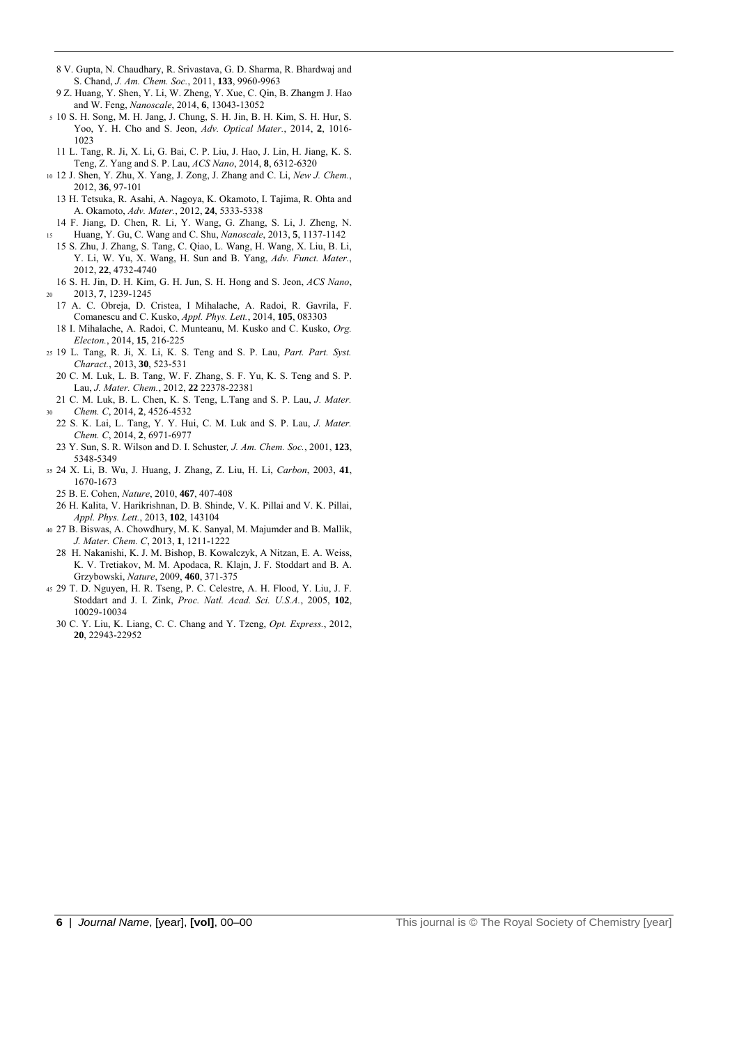8 V. Gupta, N. Chaudhary, R. Srivastava, G. D. Sharma, R. Bhardwaj and S. Chand, *J. Am. Chem. Soc.*, 2011, **133**, 9960-9963

9 Z. Huang, Y. Shen, Y. Li, W. Zheng, Y. Xue, C. Qin, B. Zhangm J. Hao and W. Feng, *Nanoscale*, 2014, **6**, 13043-13052

10 S. H. Song, M. H. Jang, J. Chung, S. H. Jin, B. H. Kim, S. H. Hur, S. Yoo, Y. H. Cho and S. Jeon, *Adv. Optical Mater.*, 2014, **2**, 1016-1023

11 L. Tang, R. Ji, X. Li, G. Bai, C. P. Liu, J. Hao, J. Lin, H. Jiang, K. S. Teng, Z. Yang and S. P. Lau, *ACS Nano*, 2014, **8**, 6312-6320

12 J. Shen, Y. Zhu, X. Yang, J. Zong, J. Zhang and C. Li, *New J. Chem.*, 2012, **36**, 97-101

13 H. Tetsuka, R. Asahi, A. Nagoya, K. Okamoto, I. Tajima, R. Ohta and A. Okamoto, *Adv. Mater.*, 2012, **24**, 5333-5338

14 F. Jiang, D. Chen, R. Li, Y. Wang, G. Zhang, S. Li, J. Zheng, N. Huang, Y. Gu, C. Wang and C. Shu, *Nanoscale*, 2013, **5**, 1137-1142

15 S. Zhu, J. Zhang, S. Tang, C. Qiao, L. Wang, H. Wang, X. Liu, B. Li, Y. Li, W. Yu, X. Wang, H. Sun and B. Yang, *Adv. Funct. Mater.*, 2012, **22**, 4732-4740

16 S. H. Jin, D. H. Kim, G. H. Jun, S. H. Hong and S. Jeon, *ACS Nano*, 2013, **7**, 1239-1245

17 A. C. Obreja, D. Cristea, I Mihalache, A. Radoi, R. Gavrila, F. Comanescu and C. Kusko, *Appl. Phys. Lett.*, 2014, **105**, 083303

18 I. Mihalache, A. Radoi, C. Munteanu, M. Kusko and C. Kusko, *Org. Electon.*, 2014, **15**, 216-225

19 L. Tang, R. Ji, X. Li, K. S. Teng and S. P. Lau, *Part. Part. Syst. Charact.*, 2013, **30**, 523-531

20 C. M. Luk, L. B. Tang, W. F. Zhang, S. F. Yu, K. S. Teng and S. P. Lau, *J. Mater. Chem.*, 2012, **22** 22378-22381

21 C. M. Luk, B. L. Chen, K. S. Teng, L.Tang and S. P. Lau, *J. Mater. Chem. C*, 2014, **2**, 4526-4532

22 S. K. Lai, L. Tang, Y. Y. Hui, C. M. Luk and S. P. Lau, *J. Mater. Chem. C*, 2014, **2**, 6971-6977

23 Y. Sun, S. R. Wilson and D. I. Schuster, *J. Am. Chem. Soc.*, 2001, **123**, 5348-5349

24 X. Li, B. Wu, J. Huang, J. Zhang, Z. Liu, H. Li, *Carbon*, 2003, **41**, 1670-1673

25 B. E. Cohen, *Nature*, 2010, **467**, 407-408

26 H. Kalita, V. Harikrishnan, D. B. Shinde, V. K. Pillai and V. K. Pillai, *Appl. Phys. Lett.*, 2013, **102**, 143104

27 B. Biswas, A. Chowdhury, M. K. Sanyal, M. Majumder and B. Mallik, *J. Mater. Chem. C*, 2013, **1**, 1211-1222

28 H. Nakanishi, K. J. M. Bishop, B. Kowalczyk, A Nitzan, E. A. Weiss, K. V. Tretiakov, M. M. Apodaca, R. Klajn, J. F. Stoddart and B. A. Grzybowski, *Nature*, 2009, **460**, 371-375

29 T. D. Nguyen, H. R. Tseng, P. C. Celestre, A. H. Flood, Y. Liu, J. F. Stoddart and J. I. Zink, *Proc. Natl. Acad. Sci. U.S.A.*, 2005, **102**, 10029-10034

30 C. Y. Liu, K. Liang, C. C. Chang and Y. Tzeng, *Opt. Express.*, 2012, **20**, 22943-22952